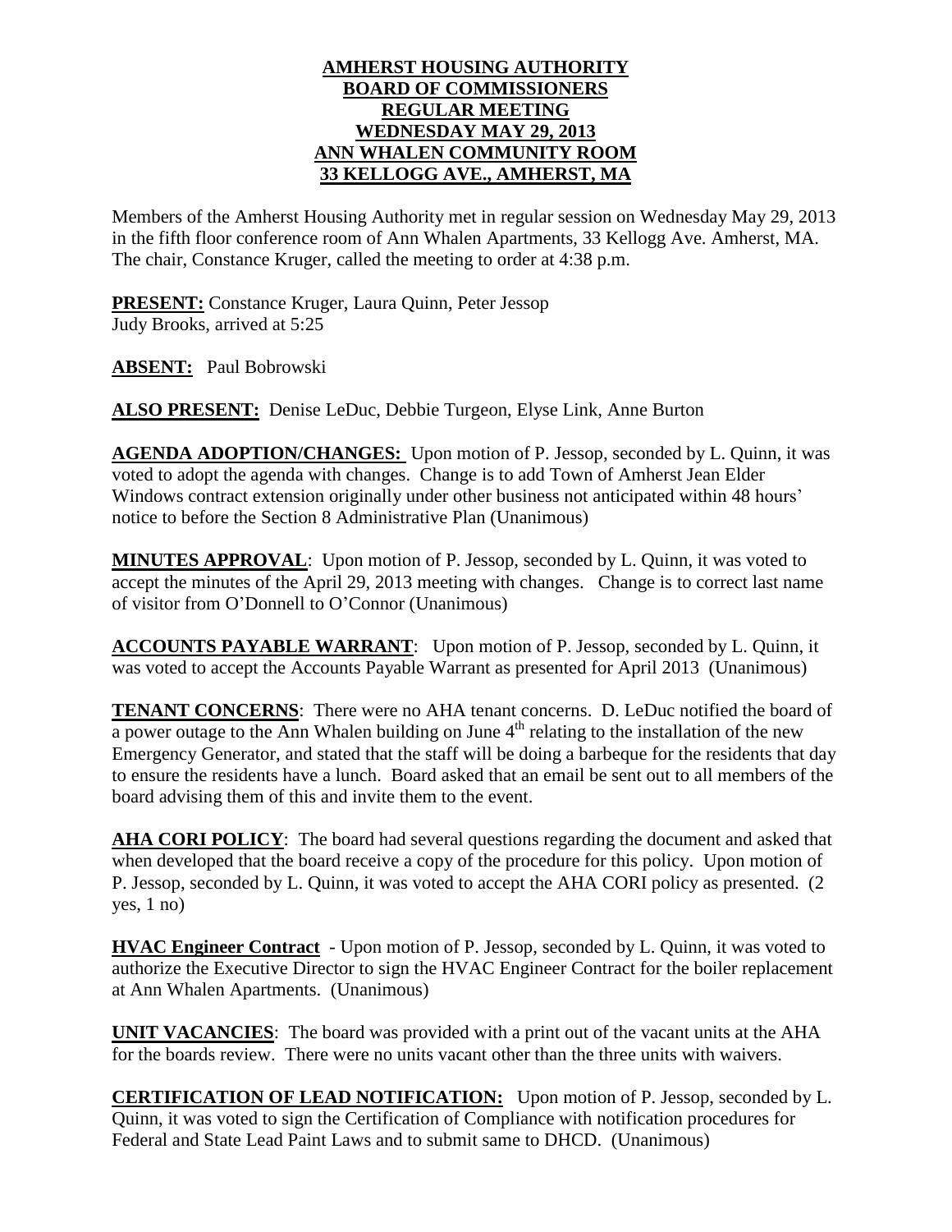**AMHERST HOUSING AUTHORITY**
**BOARD OF COMMISSIONERS**
**REGULAR MEETING**
**WEDNESDAY MAY 29, 2013**
**ANN WHALEN COMMUNITY ROOM**
**33 KELLOGG AVE., AMHERST, MA**

Members of the Amherst Housing Authority met in regular session on Wednesday May 29, 2013 in the fifth floor conference room of Ann Whalen Apartments, 33 Kellogg Ave. Amherst, MA. The chair, Constance Kruger, called the meeting to order at 4:38 p.m.

**PRESENT:** Constance Kruger, Laura Quinn, Peter Jessop
Judy Brooks, arrived at 5:25

**ABSENT:** Paul Bobrowski

**ALSO PRESENT:** Denise LeDuc, Debbie Turgeon, Elyse Link, Anne Burton

**AGENDA ADOPTION/CHANGES:** Upon motion of P. Jessop, seconded by L. Quinn, it was voted to adopt the agenda with changes. Change is to add Town of Amherst Jean Elder Windows contract extension originally under other business not anticipated within 48 hours' notice to before the Section 8 Administrative Plan (Unanimous)

**MINUTES APPROVAL**: Upon motion of P. Jessop, seconded by L. Quinn, it was voted to accept the minutes of the April 29, 2013 meeting with changes. Change is to correct last name of visitor from O'Donnell to O'Connor (Unanimous)

**ACCOUNTS PAYABLE WARRANT**: Upon motion of P. Jessop, seconded by L. Quinn, it was voted to accept the Accounts Payable Warrant as presented for April 2013 (Unanimous)

**TENANT CONCERNS**: There were no AHA tenant concerns. D. LeDuc notified the board of a power outage to the Ann Whalen building on June 4th relating to the installation of the new Emergency Generator, and stated that the staff will be doing a barbeque for the residents that day to ensure the residents have a lunch. Board asked that an email be sent out to all members of the board advising them of this and invite them to the event.

**AHA CORI POLICY**: The board had several questions regarding the document and asked that when developed that the board receive a copy of the procedure for this policy. Upon motion of P. Jessop, seconded by L. Quinn, it was voted to accept the AHA CORI policy as presented. (2 yes, 1 no)

**HVAC Engineer Contract** - Upon motion of P. Jessop, seconded by L. Quinn, it was voted to authorize the Executive Director to sign the HVAC Engineer Contract for the boiler replacement at Ann Whalen Apartments. (Unanimous)

**UNIT VACANCIES**: The board was provided with a print out of the vacant units at the AHA for the boards review. There were no units vacant other than the three units with waivers.

**CERTIFICATION OF LEAD NOTIFICATION:** Upon motion of P. Jessop, seconded by L. Quinn, it was voted to sign the Certification of Compliance with notification procedures for Federal and State Lead Paint Laws and to submit same to DHCD. (Unanimous)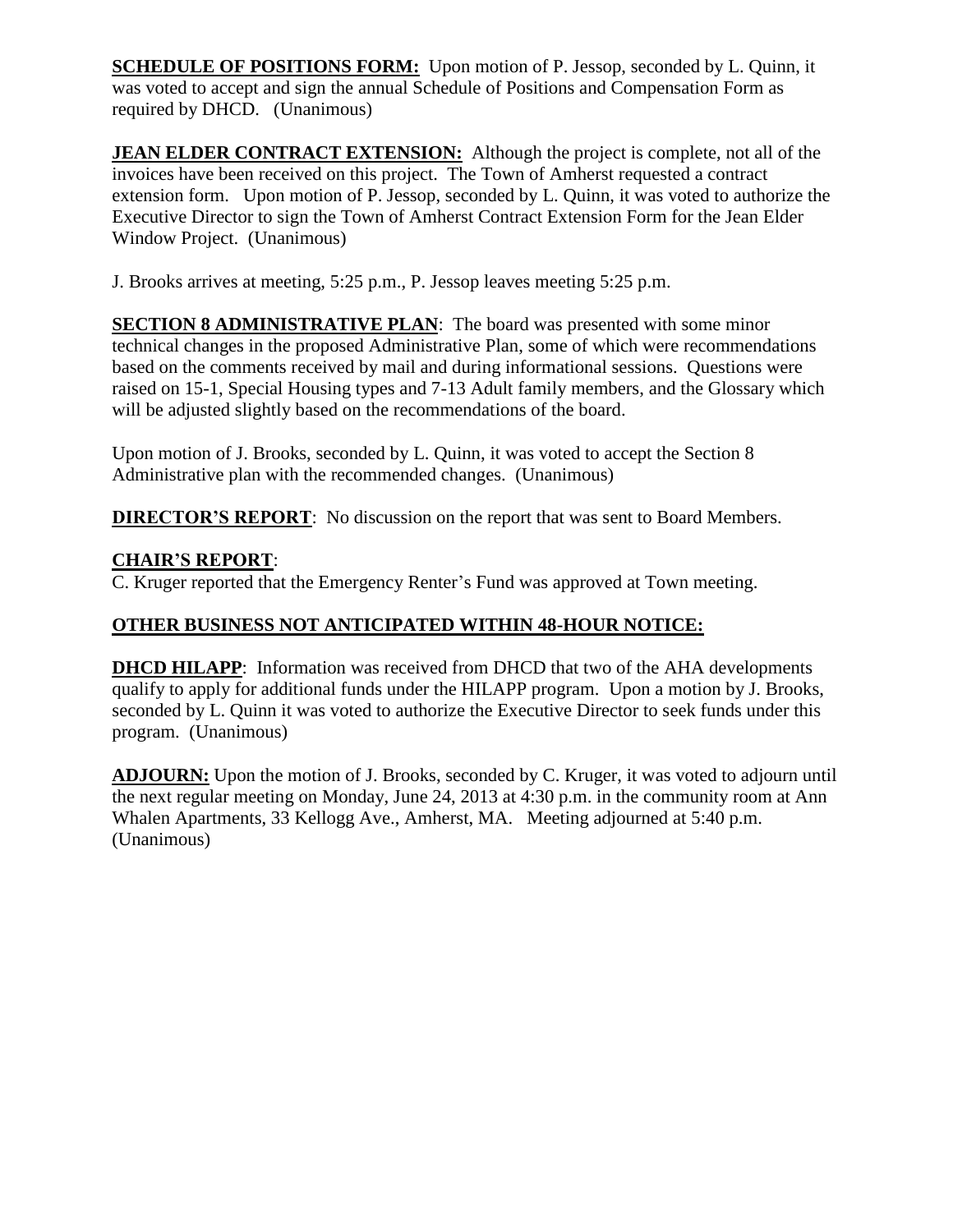**SCHEDULE OF POSITIONS FORM:** Upon motion of P. Jessop, seconded by L. Quinn, it was voted to accept and sign the annual Schedule of Positions and Compensation Form as required by DHCD. (Unanimous)

**JEAN ELDER CONTRACT EXTENSION:** Although the project is complete, not all of the invoices have been received on this project. The Town of Amherst requested a contract extension form. Upon motion of P. Jessop, seconded by L. Quinn, it was voted to authorize the Executive Director to sign the Town of Amherst Contract Extension Form for the Jean Elder Window Project. (Unanimous)

J. Brooks arrives at meeting, 5:25 p.m., P. Jessop leaves meeting 5:25 p.m.

**SECTION 8 ADMINISTRATIVE PLAN**: The board was presented with some minor technical changes in the proposed Administrative Plan, some of which were recommendations based on the comments received by mail and during informational sessions. Questions were raised on 15-1, Special Housing types and 7-13 Adult family members, and the Glossary which will be adjusted slightly based on the recommendations of the board.

Upon motion of J. Brooks, seconded by L. Quinn, it was voted to accept the Section 8 Administrative plan with the recommended changes. (Unanimous)

**DIRECTOR'S REPORT**: No discussion on the report that was sent to Board Members.

**CHAIR'S REPORT**:

C. Kruger reported that the Emergency Renter's Fund was approved at Town meeting.

**OTHER BUSINESS NOT ANTICIPATED WITHIN 48-HOUR NOTICE:**

**DHCD HILAPP**: Information was received from DHCD that two of the AHA developments qualify to apply for additional funds under the HILAPP program. Upon a motion by J. Brooks, seconded by L. Quinn it was voted to authorize the Executive Director to seek funds under this program. (Unanimous)

**ADJOURN:** Upon the motion of J. Brooks, seconded by C. Kruger, it was voted to adjourn until the next regular meeting on Monday, June 24, 2013 at 4:30 p.m. in the community room at Ann Whalen Apartments, 33 Kellogg Ave., Amherst, MA. Meeting adjourned at 5:40 p.m. (Unanimous)